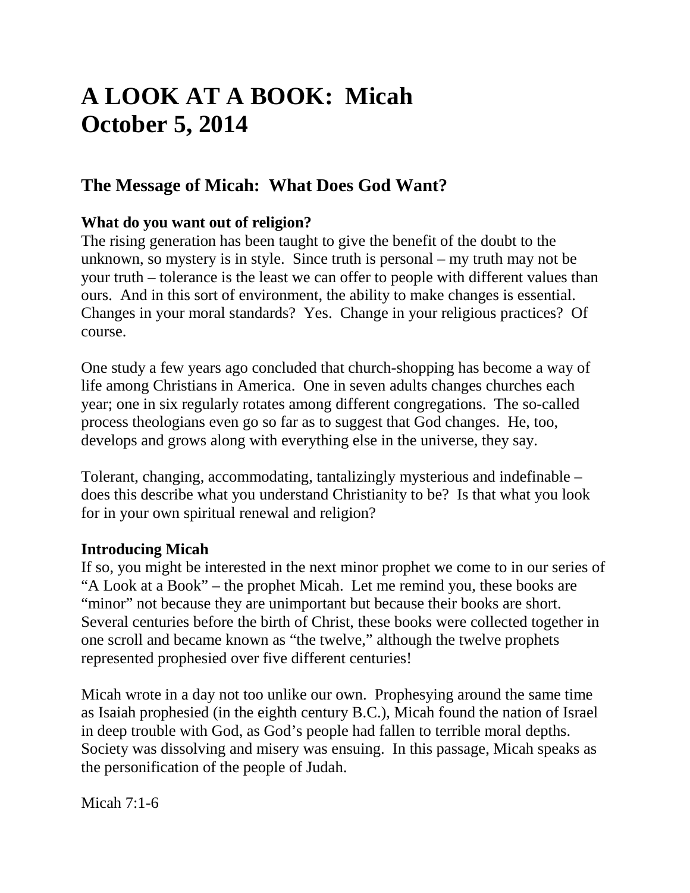# A LOOK AT A BOOK: Micah
# October 5, 2014

## The Message of Micah: What Does God Want?

**What do you want out of religion?**

The rising generation has been taught to give the benefit of the doubt to the unknown, so mystery is in style. Since truth is personal – my truth may not be your truth – tolerance is the least we can offer to people with different values than ours. And in this sort of environment, the ability to make changes is essential. Changes in your moral standards? Yes. Change in your religious practices? Of course.

One study a few years ago concluded that church-shopping has become a way of life among Christians in America. One in seven adults changes churches each year; one in six regularly rotates among different congregations. The so-called process theologians even go so far as to suggest that God changes. He, too, develops and grows along with everything else in the universe, they say.

Tolerant, changing, accommodating, tantalizingly mysterious and indefinable – does this describe what you understand Christianity to be? Is that what you look for in your own spiritual renewal and religion?

**Introducing Micah**

If so, you might be interested in the next minor prophet we come to in our series of "A Look at a Book" – the prophet Micah. Let me remind you, these books are "minor" not because they are unimportant but because their books are short. Several centuries before the birth of Christ, these books were collected together in one scroll and became known as "the twelve," although the twelve prophets represented prophesied over five different centuries!

Micah wrote in a day not too unlike our own. Prophesying around the same time as Isaiah prophesied (in the eighth century B.C.), Micah found the nation of Israel in deep trouble with God, as God's people had fallen to terrible moral depths. Society was dissolving and misery was ensuing. In this passage, Micah speaks as the personification of the people of Judah.

Micah 7:1-6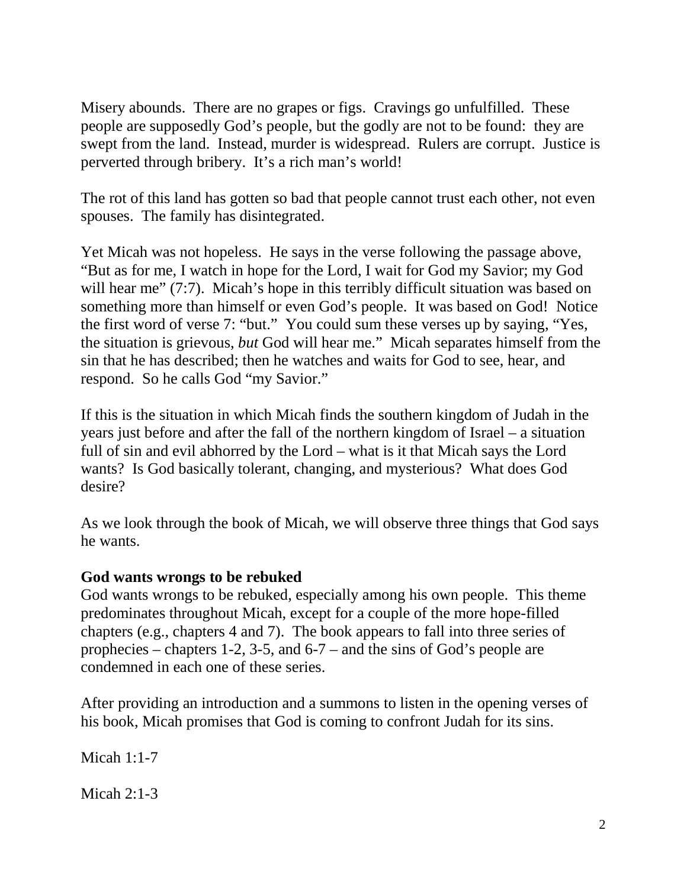Misery abounds. There are no grapes or figs. Cravings go unfulfilled. These people are supposedly God's people, but the godly are not to be found: they are swept from the land. Instead, murder is widespread. Rulers are corrupt. Justice is perverted through bribery. It's a rich man's world!

The rot of this land has gotten so bad that people cannot trust each other, not even spouses. The family has disintegrated.

Yet Micah was not hopeless. He says in the verse following the passage above, "But as for me, I watch in hope for the Lord, I wait for God my Savior; my God will hear me" (7:7). Micah's hope in this terribly difficult situation was based on something more than himself or even God's people. It was based on God! Notice the first word of verse 7: "but." You could sum these verses up by saying, "Yes, the situation is grievous, *but* God will hear me." Micah separates himself from the sin that he has described; then he watches and waits for God to see, hear, and respond. So he calls God "my Savior."

If this is the situation in which Micah finds the southern kingdom of Judah in the years just before and after the fall of the northern kingdom of Israel – a situation full of sin and evil abhorred by the Lord – what is it that Micah says the Lord wants? Is God basically tolerant, changing, and mysterious? What does God desire?

As we look through the book of Micah, we will observe three things that God says he wants.

**God wants wrongs to be rebuked**

God wants wrongs to be rebuked, especially among his own people. This theme predominates throughout Micah, except for a couple of the more hope-filled chapters (e.g., chapters 4 and 7). The book appears to fall into three series of prophecies – chapters 1-2, 3-5, and 6-7 – and the sins of God's people are condemned in each one of these series.

After providing an introduction and a summons to listen in the opening verses of his book, Micah promises that God is coming to confront Judah for its sins.

Micah 1:1-7

Micah 2:1-3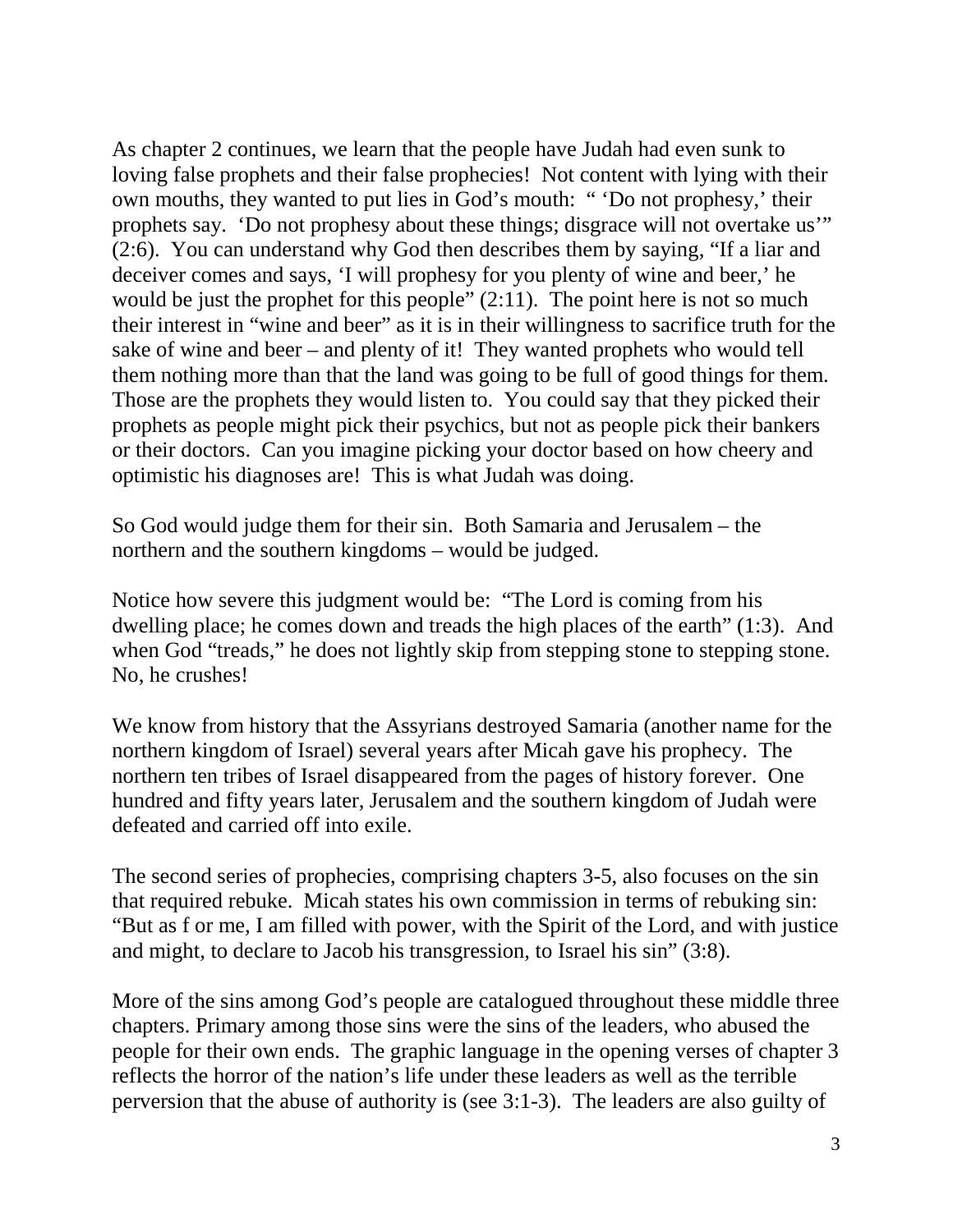As chapter 2 continues, we learn that the people have Judah had even sunk to loving false prophets and their false prophecies! Not content with lying with their own mouths, they wanted to put lies in God's mouth: " 'Do not prophesy,' their prophets say. 'Do not prophesy about these things; disgrace will not overtake us'" (2:6). You can understand why God then describes them by saying, "If a liar and deceiver comes and says, 'I will prophesy for you plenty of wine and beer,' he would be just the prophet for this people" (2:11). The point here is not so much their interest in "wine and beer" as it is in their willingness to sacrifice truth for the sake of wine and beer – and plenty of it! They wanted prophets who would tell them nothing more than that the land was going to be full of good things for them. Those are the prophets they would listen to. You could say that they picked their prophets as people might pick their psychics, but not as people pick their bankers or their doctors. Can you imagine picking your doctor based on how cheery and optimistic his diagnoses are! This is what Judah was doing.

So God would judge them for their sin. Both Samaria and Jerusalem – the northern and the southern kingdoms – would be judged.

Notice how severe this judgment would be: "The Lord is coming from his dwelling place; he comes down and treads the high places of the earth" (1:3). And when God "treads," he does not lightly skip from stepping stone to stepping stone. No, he crushes!

We know from history that the Assyrians destroyed Samaria (another name for the northern kingdom of Israel) several years after Micah gave his prophecy. The northern ten tribes of Israel disappeared from the pages of history forever. One hundred and fifty years later, Jerusalem and the southern kingdom of Judah were defeated and carried off into exile.

The second series of prophecies, comprising chapters 3-5, also focuses on the sin that required rebuke. Micah states his own commission in terms of rebuking sin: "But as f or me, I am filled with power, with the Spirit of the Lord, and with justice and might, to declare to Jacob his transgression, to Israel his sin" (3:8).

More of the sins among God's people are catalogued throughout these middle three chapters. Primary among those sins were the sins of the leaders, who abused the people for their own ends. The graphic language in the opening verses of chapter 3 reflects the horror of the nation's life under these leaders as well as the terrible perversion that the abuse of authority is (see 3:1-3). The leaders are also guilty of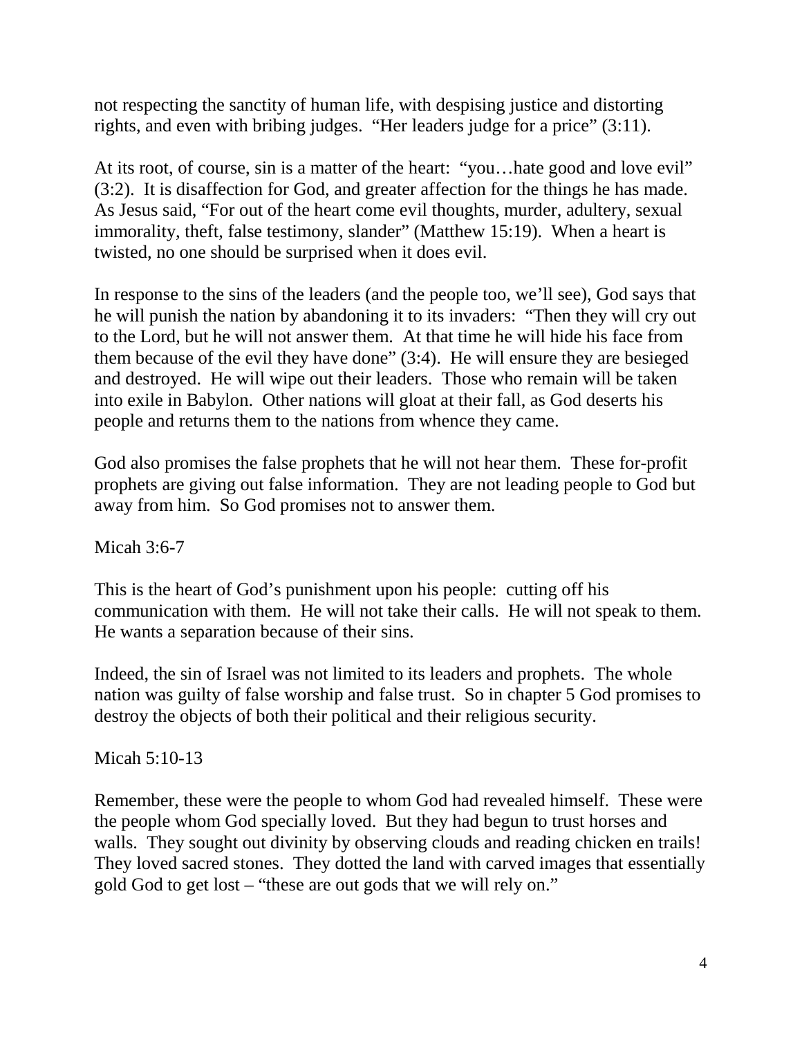not respecting the sanctity of human life, with despising justice and distorting rights, and even with bribing judges. "Her leaders judge for a price" (3:11).

At its root, of course, sin is a matter of the heart: "you…hate good and love evil" (3:2). It is disaffection for God, and greater affection for the things he has made. As Jesus said, "For out of the heart come evil thoughts, murder, adultery, sexual immorality, theft, false testimony, slander" (Matthew 15:19). When a heart is twisted, no one should be surprised when it does evil.

In response to the sins of the leaders (and the people too, we'll see), God says that he will punish the nation by abandoning it to its invaders: "Then they will cry out to the Lord, but he will not answer them. At that time he will hide his face from them because of the evil they have done" (3:4). He will ensure they are besieged and destroyed. He will wipe out their leaders. Those who remain will be taken into exile in Babylon. Other nations will gloat at their fall, as God deserts his people and returns them to the nations from whence they came.

God also promises the false prophets that he will not hear them. These for-profit prophets are giving out false information. They are not leading people to God but away from him. So God promises not to answer them.

Micah 3:6-7

This is the heart of God's punishment upon his people: cutting off his communication with them. He will not take their calls. He will not speak to them. He wants a separation because of their sins.

Indeed, the sin of Israel was not limited to its leaders and prophets. The whole nation was guilty of false worship and false trust. So in chapter 5 God promises to destroy the objects of both their political and their religious security.

Micah 5:10-13

Remember, these were the people to whom God had revealed himself. These were the people whom God specially loved. But they had begun to trust horses and walls. They sought out divinity by observing clouds and reading chicken en trails! They loved sacred stones. They dotted the land with carved images that essentially gold God to get lost – "these are out gods that we will rely on."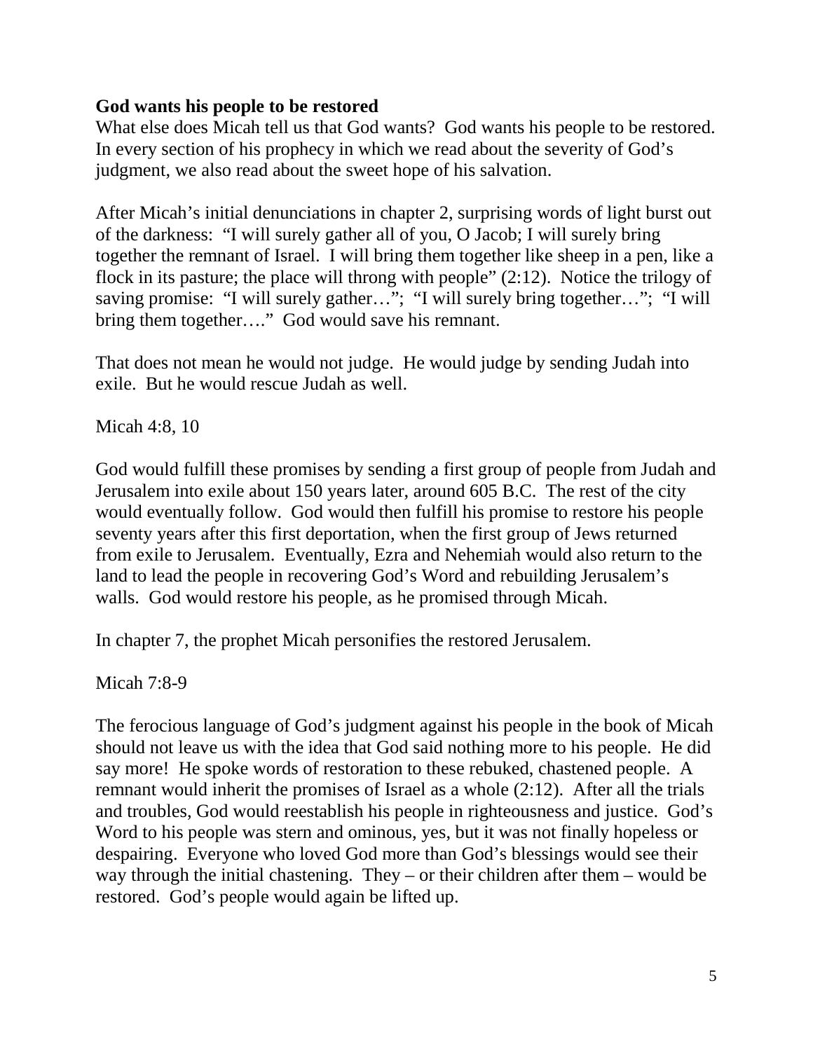**God wants his people to be restored**

What else does Micah tell us that God wants? God wants his people to be restored. In every section of his prophecy in which we read about the severity of God's judgment, we also read about the sweet hope of his salvation.

After Micah's initial denunciations in chapter 2, surprising words of light burst out of the darkness: "I will surely gather all of you, O Jacob; I will surely bring together the remnant of Israel. I will bring them together like sheep in a pen, like a flock in its pasture; the place will throng with people" (2:12). Notice the trilogy of saving promise: "I will surely gather…"; "I will surely bring together…"; "I will bring them together…." God would save his remnant.

That does not mean he would not judge. He would judge by sending Judah into exile. But he would rescue Judah as well.

Micah 4:8, 10

God would fulfill these promises by sending a first group of people from Judah and Jerusalem into exile about 150 years later, around 605 B.C. The rest of the city would eventually follow. God would then fulfill his promise to restore his people seventy years after this first deportation, when the first group of Jews returned from exile to Jerusalem. Eventually, Ezra and Nehemiah would also return to the land to lead the people in recovering God's Word and rebuilding Jerusalem's walls. God would restore his people, as he promised through Micah.

In chapter 7, the prophet Micah personifies the restored Jerusalem.

Micah 7:8-9

The ferocious language of God's judgment against his people in the book of Micah should not leave us with the idea that God said nothing more to his people. He did say more! He spoke words of restoration to these rebuked, chastened people. A remnant would inherit the promises of Israel as a whole (2:12). After all the trials and troubles, God would reestablish his people in righteousness and justice. God's Word to his people was stern and ominous, yes, but it was not finally hopeless or despairing. Everyone who loved God more than God's blessings would see their way through the initial chastening. They – or their children after them – would be restored. God's people would again be lifted up.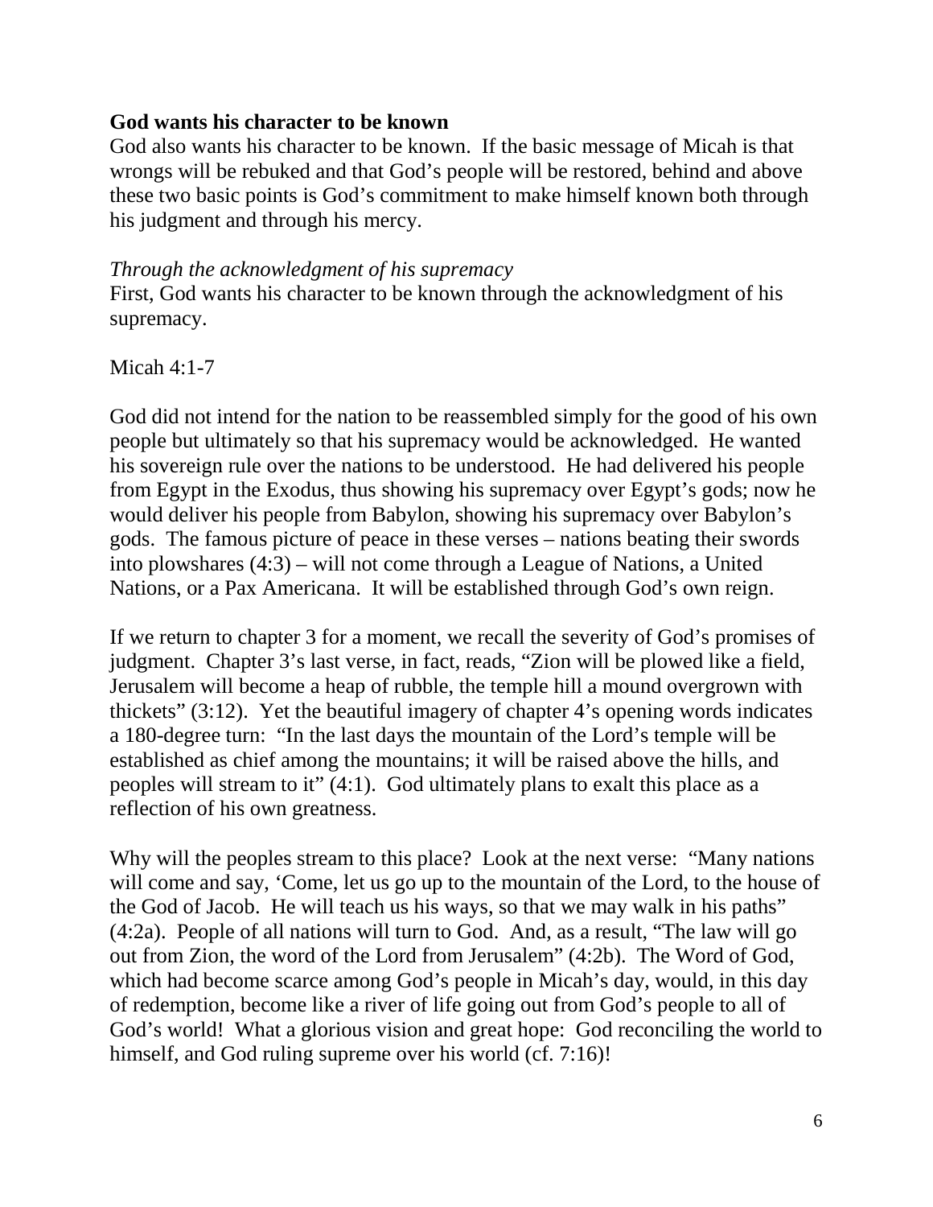**God wants his character to be known**

God also wants his character to be known. If the basic message of Micah is that wrongs will be rebuked and that God's people will be restored, behind and above these two basic points is God's commitment to make himself known both through his judgment and through his mercy.

*Through the acknowledgment of his supremacy*

First, God wants his character to be known through the acknowledgment of his supremacy.

Micah 4:1-7

God did not intend for the nation to be reassembled simply for the good of his own people but ultimately so that his supremacy would be acknowledged. He wanted his sovereign rule over the nations to be understood. He had delivered his people from Egypt in the Exodus, thus showing his supremacy over Egypt's gods; now he would deliver his people from Babylon, showing his supremacy over Babylon's gods. The famous picture of peace in these verses – nations beating their swords into plowshares (4:3) – will not come through a League of Nations, a United Nations, or a Pax Americana. It will be established through God's own reign.

If we return to chapter 3 for a moment, we recall the severity of God's promises of judgment. Chapter 3's last verse, in fact, reads, "Zion will be plowed like a field, Jerusalem will become a heap of rubble, the temple hill a mound overgrown with thickets" (3:12). Yet the beautiful imagery of chapter 4's opening words indicates a 180-degree turn: "In the last days the mountain of the Lord's temple will be established as chief among the mountains; it will be raised above the hills, and peoples will stream to it" (4:1). God ultimately plans to exalt this place as a reflection of his own greatness.

Why will the peoples stream to this place? Look at the next verse: "Many nations will come and say, 'Come, let us go up to the mountain of the Lord, to the house of the God of Jacob. He will teach us his ways, so that we may walk in his paths" (4:2a). People of all nations will turn to God. And, as a result, "The law will go out from Zion, the word of the Lord from Jerusalem" (4:2b). The Word of God, which had become scarce among God's people in Micah's day, would, in this day of redemption, become like a river of life going out from God's people to all of God's world! What a glorious vision and great hope: God reconciling the world to himself, and God ruling supreme over his world (cf. 7:16)!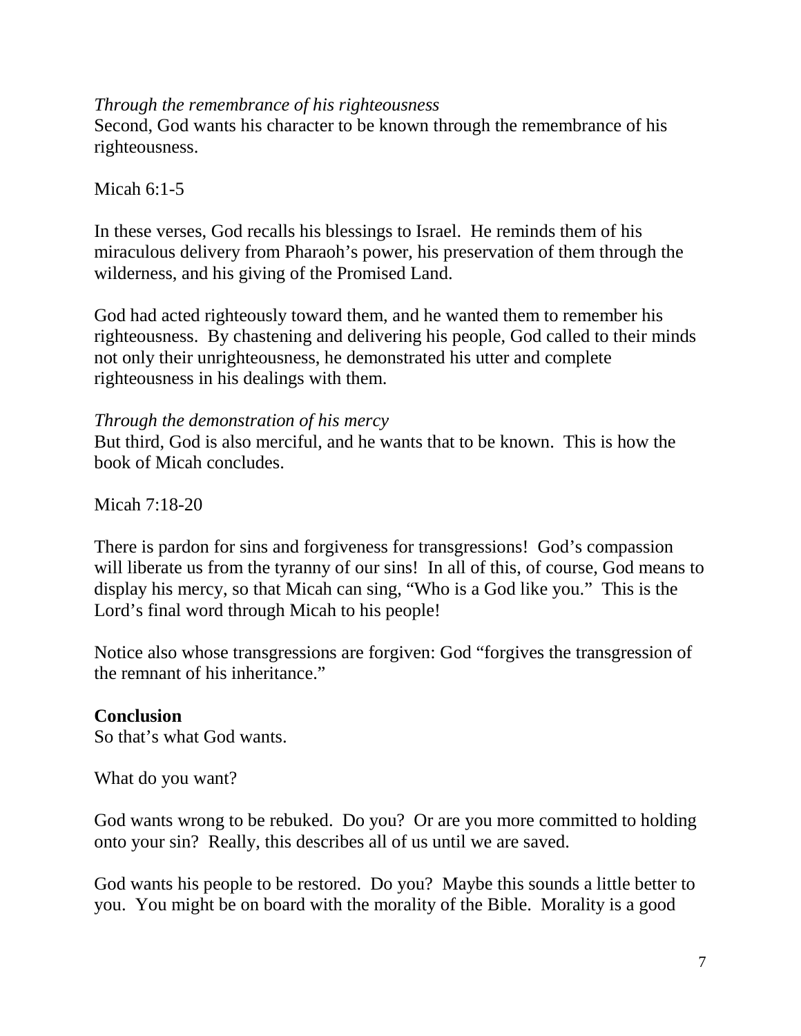*Through the remembrance of his righteousness*
Second, God wants his character to be known through the remembrance of his righteousness.

Micah 6:1-5

In these verses, God recalls his blessings to Israel. He reminds them of his miraculous delivery from Pharaoh's power, his preservation of them through the wilderness, and his giving of the Promised Land.

God had acted righteously toward them, and he wanted them to remember his righteousness. By chastening and delivering his people, God called to their minds not only their unrighteousness, he demonstrated his utter and complete righteousness in his dealings with them.

*Through the demonstration of his mercy*
But third, God is also merciful, and he wants that to be known. This is how the book of Micah concludes.

Micah 7:18-20

There is pardon for sins and forgiveness for transgressions! God's compassion will liberate us from the tyranny of our sins! In all of this, of course, God means to display his mercy, so that Micah can sing, "Who is a God like you." This is the Lord's final word through Micah to his people!

Notice also whose transgressions are forgiven: God "forgives the transgression of the remnant of his inheritance."

**Conclusion**
So that's what God wants.

What do you want?

God wants wrong to be rebuked. Do you? Or are you more committed to holding onto your sin? Really, this describes all of us until we are saved.

God wants his people to be restored. Do you? Maybe this sounds a little better to you. You might be on board with the morality of the Bible. Morality is a good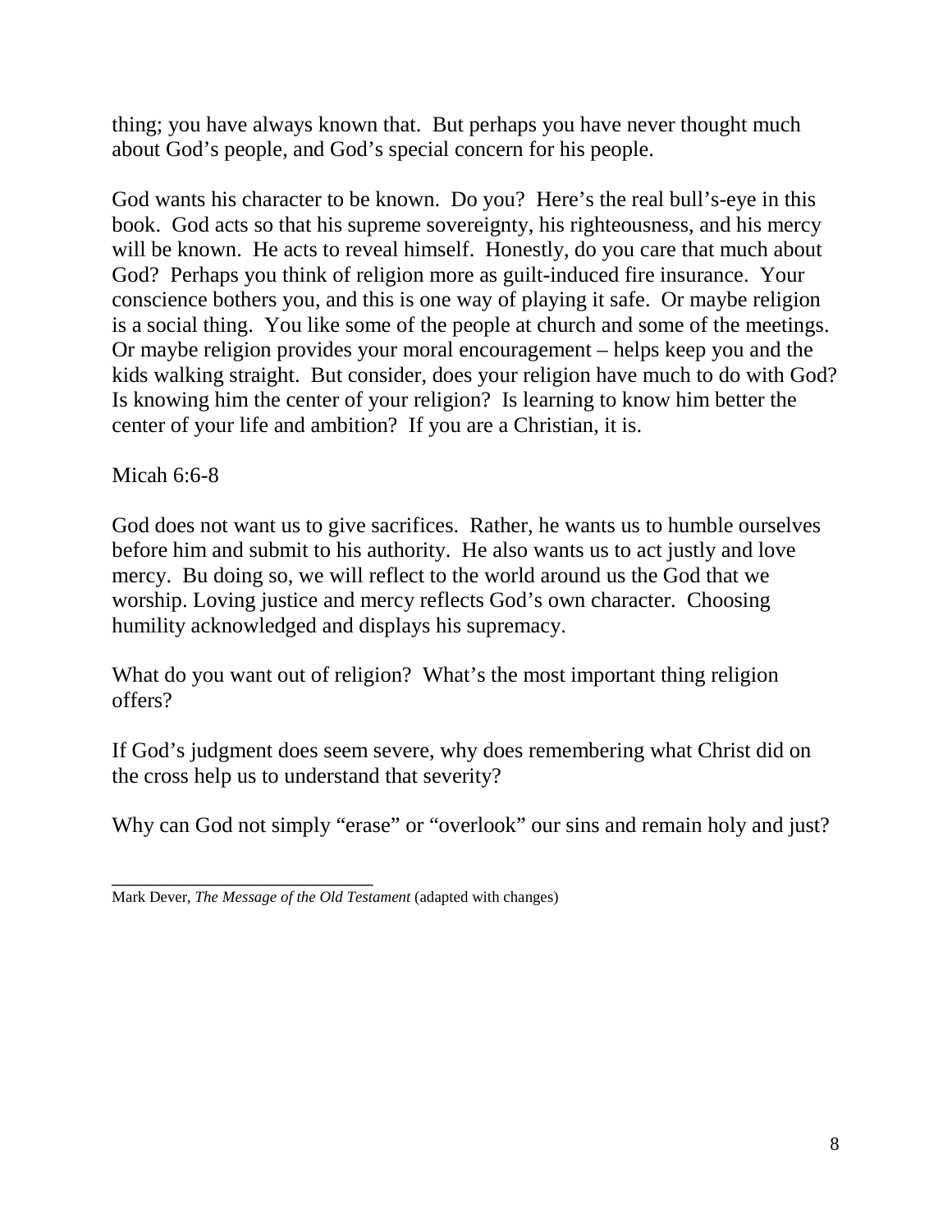thing; you have always known that. But perhaps you have never thought much about God's people, and God's special concern for his people.

God wants his character to be known. Do you? Here's the real bull's-eye in this book. God acts so that his supreme sovereignty, his righteousness, and his mercy will be known. He acts to reveal himself. Honestly, do you care that much about God? Perhaps you think of religion more as guilt-induced fire insurance. Your conscience bothers you, and this is one way of playing it safe. Or maybe religion is a social thing. You like some of the people at church and some of the meetings. Or maybe religion provides your moral encouragement – helps keep you and the kids walking straight. But consider, does your religion have much to do with God? Is knowing him the center of your religion? Is learning to know him better the center of your life and ambition? If you are a Christian, it is.

Micah 6:6-8

God does not want us to give sacrifices. Rather, he wants us to humble ourselves before him and submit to his authority. He also wants us to act justly and love mercy. Bu doing so, we will reflect to the world around us the God that we worship. Loving justice and mercy reflects God's own character. Choosing humility acknowledged and displays his supremacy.

What do you want out of religion? What's the most important thing religion offers?

If God's judgment does seem severe, why does remembering what Christ did on the cross help us to understand that severity?

Why can God not simply "erase" or "overlook" our sins and remain holy and just?

---

Mark Dever, *The Message of the Old Testament* (adapted with changes)